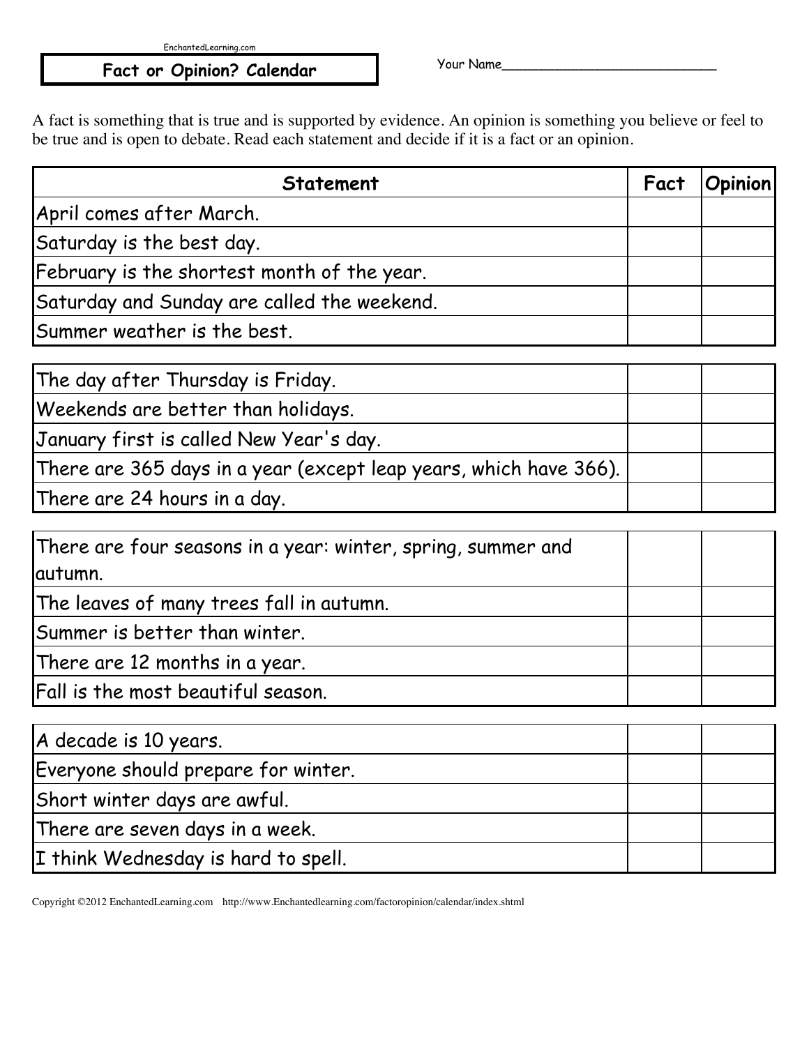EnchantedLearning.com

# Fact or Opinion? Calendar

Your Name___________________________

A fact is something that is true and is supported by evidence. An opinion is something you believe or feel to be true and is open to debate. Read each statement and decide if it is a fact or an opinion.

| Statement | Fact | Opinion |
|---|---|---|
| April comes after March. | | |
| Saturday is the best day. | | |
| February is the shortest month of the year. | | |
| Saturday and Sunday are called the weekend. | | |
| Summer weather is the best. | | |
| The day after Thursday is Friday. | | |
| Weekends are better than holidays. | | |
| January first is called New Year's day. | | |
| There are 365 days in a year (except leap years, which have 366). | | |
| There are 24 hours in a day. | | |
| There are four seasons in a year: winter, spring, summer and autumn. | | |
| The leaves of many trees fall in autumn. | | |
| Summer is better than winter. | | |
| There are 12 months in a year. | | |
| Fall is the most beautiful season. | | |
| A decade is 10 years. | | |
| Everyone should prepare for winter. | | |
| Short winter days are awful. | | |
| There are seven days in a week. | | |
| I think Wednesday is hard to spell. | | |

Copyright ©2012 EnchantedLearning.com http://www.Enchantedlearning.com/factoropinion/calendar/index.shtml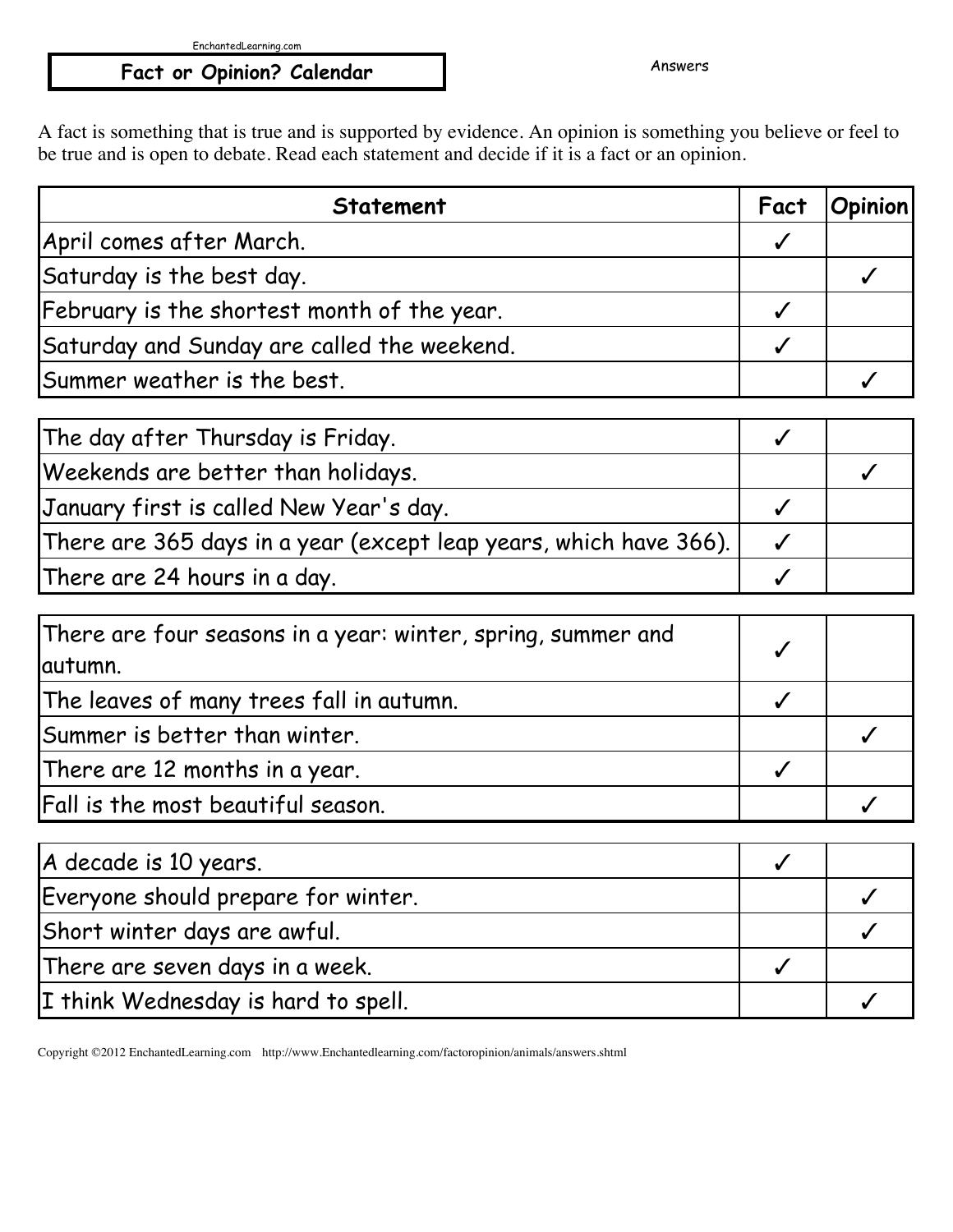EnchantedLearning.com

# Fact or Opinion? Calendar

Answers

A fact is something that is true and is supported by evidence. An opinion is something you believe or feel to be true and is open to debate. Read each statement and decide if it is a fact or an opinion.

| Statement | Fact | Opinion |
|---|---|---|
| April comes after March. | ✓ | |
| Saturday is the best day. | | ✓ |
| February is the shortest month of the year. | ✓ | |
| Saturday and Sunday are called the weekend. | ✓ | |
| Summer weather is the best. | | ✓ |
| The day after Thursday is Friday. | ✓ | |
| Weekends are better than holidays. | | ✓ |
| January first is called New Year's day. | ✓ | |
| There are 365 days in a year (except leap years, which have 366). | ✓ | |
| There are 24 hours in a day. | ✓ | |
| There are four seasons in a year: winter, spring, summer and autumn. | ✓ | |
| The leaves of many trees fall in autumn. | ✓ | |
| Summer is better than winter. | | ✓ |
| There are 12 months in a year. | ✓ | |
| Fall is the most beautiful season. | | ✓ |
| A decade is 10 years. | ✓ | |
| Everyone should prepare for winter. | | ✓ |
| Short winter days are awful. | | ✓ |
| There are seven days in a week. | ✓ | |
| I think Wednesday is hard to spell. | | ✓ |

Copyright ©2012 EnchantedLearning.com http://www.Enchantedlearning.com/factoropinion/animals/answers.shtml